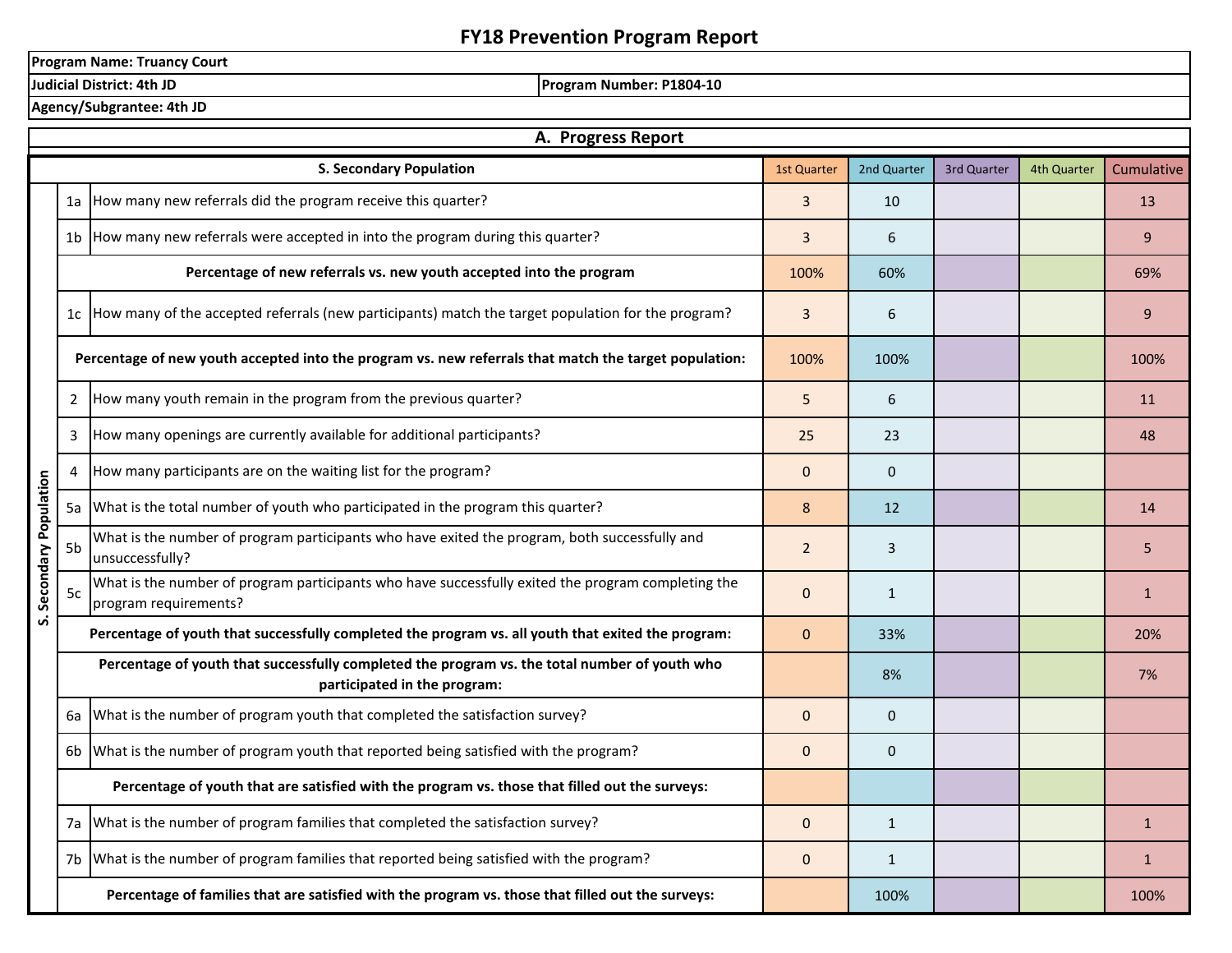# FY18 Prevention Program Report

| | |
|---|---|
| **Program Name: Truancy Court** | |
| **Judicial District: 4th JD** | **Program Number: P1804-10** |
| **Agency/Subgrantee: 4th JD** | |

## A. Progress Report

| | **S. Secondary Population** | 1st Quarter | 2nd Quarter | 3rd Quarter | 4th Quarter | Cumulative |
|---|---|---|---|---|---|---|
| 1a | How many new referrals did the program receive this quarter? | 3 | 10 | | | 13 |
| 1b | How many new referrals were accepted in into the program during this quarter? | 3 | 6 | | | 9 |
| | **Percentage of new referrals vs. new youth accepted into the program** | 100% | 60% | | | 69% |
| 1c | How many of the accepted referrals (new participants) match the target population for the program? | 3 | 6 | | | 9 |
| | **Percentage of new youth accepted into the program vs. new referrals that match the target population:** | 100% | 100% | | | 100% |
| 2 | How many youth remain in the program from the previous quarter? | 5 | 6 | | | 11 |
| 3 | How many openings are currently available for additional participants? | 25 | 23 | | | 48 |
| 4 | How many participants are on the waiting list for the program? | 0 | 0 | | | |
| 5a | What is the total number of youth who participated in the program this quarter? | 8 | 12 | | | 14 |
| 5b | What is the number of program participants who have exited the program, both successfully and unsuccessfully? | 2 | 3 | | | 5 |
| 5c | What is the number of program participants who have successfully exited the program completing the program requirements? | 0 | 1 | | | 1 |
| | **Percentage of youth that successfully completed the program vs. all youth that exited the program:** | 0 | 33% | | | 20% |
| | **Percentage of youth that successfully completed the program vs. the total number of youth who participated in the program:** | | 8% | | | 7% |
| 6a | What is the number of program youth that completed the satisfaction survey? | 0 | 0 | | | |
| 6b | What is the number of program youth that reported being satisfied with the program? | 0 | 0 | | | |
| | **Percentage of youth that are satisfied with the program vs. those that filled out the surveys:** | | | | | |
| 7a | What is the number of program families that completed the satisfaction survey? | 0 | 1 | | | 1 |
| 7b | What is the number of program families that reported being satisfied with the program? | 0 | 1 | | | 1 |
| | **Percentage of families that are satisfied with the program vs. those that filled out the surveys:** | | 100% | | | 100% |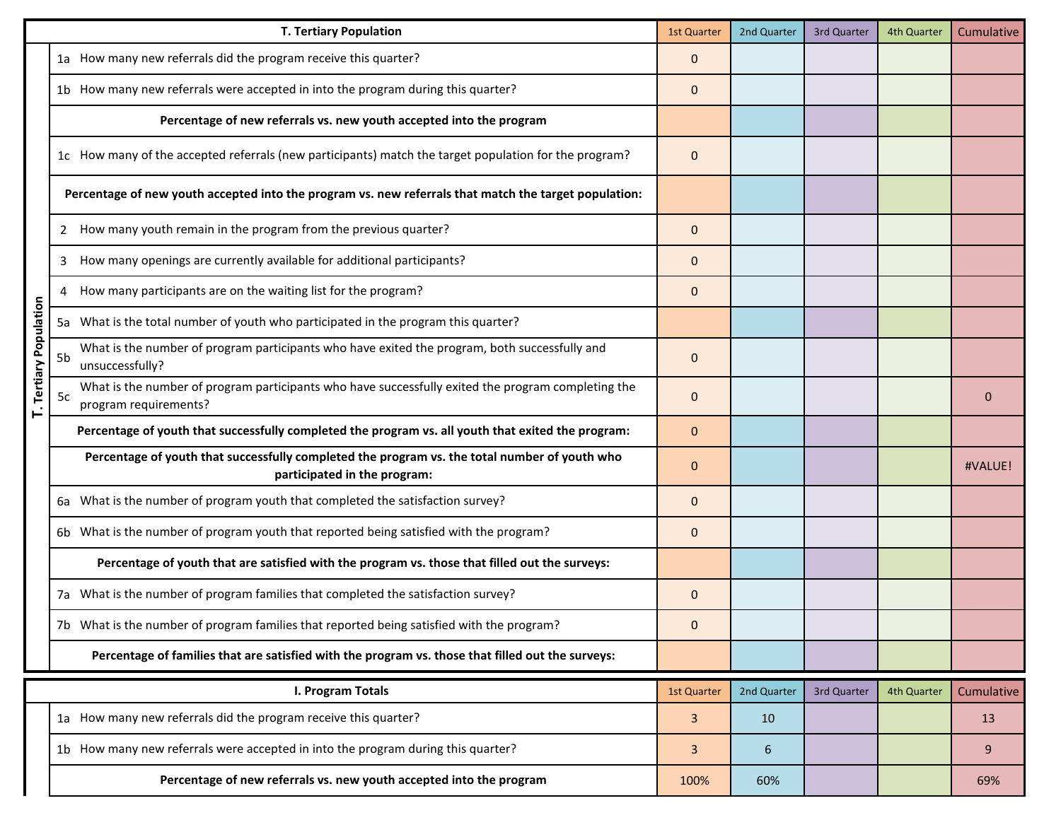| T. Tertiary Population | | 1st Quarter | 2nd Quarter | 3rd Quarter | 4th Quarter | Cumulative |
|---|---|---|---|---|---|---|
| 1a | How many new referrals did the program receive this quarter? | 0 | | | | |
| 1b | How many new referrals were accepted in into the program during this quarter? | 0 | | | | |
| | **Percentage of new referrals vs. new youth accepted into the program** | | | | | |
| 1c | How many of the accepted referrals (new participants) match the target population for the program? | 0 | | | | |
| | **Percentage of new youth accepted into the program vs. new referrals that match the target population:** | | | | | |
| 2 | How many youth remain in the program from the previous quarter? | 0 | | | | |
| 3 | How many openings are currently available for additional participants? | 0 | | | | |
| 4 | How many participants are on the waiting list for the program? | 0 | | | | |
| 5a | What is the total number of youth who participated in the program this quarter? | | | | | |
| 5b | What is the number of program participants who have exited the program, both successfully and unsuccessfully? | 0 | | | | |
| 5c | What is the number of program participants who have successfully exited the program completing the program requirements? | 0 | | | | 0 |
| | **Percentage of youth that successfully completed the program vs. all youth that exited the program:** | 0 | | | | |
| | **Percentage of youth that successfully completed the program vs. the total number of youth who participated in the program:** | 0 | | | | #VALUE! |
| 6a | What is the number of program youth that completed the satisfaction survey? | 0 | | | | |
| 6b | What is the number of program youth that reported being satisfied with the program? | 0 | | | | |
| | **Percentage of youth that are satisfied with the program vs. those that filled out the surveys:** | | | | | |
| 7a | What is the number of program families that completed the satisfaction survey? | 0 | | | | |
| 7b | What is the number of program families that reported being satisfied with the program? | 0 | | | | |
| | **Percentage of families that are satisfied with the program vs. those that filled out the surveys:** | | | | | |

| I. Program Totals | | 1st Quarter | 2nd Quarter | 3rd Quarter | 4th Quarter | Cumulative |
|---|---|---|---|---|---|---|
| 1a | How many new referrals did the program receive this quarter? | 3 | 10 | | | 13 |
| 1b | How many new referrals were accepted in into the program during this quarter? | 3 | 6 | | | 9 |
| | **Percentage of new referrals vs. new youth accepted into the program** | 100% | 60% | | | 69% |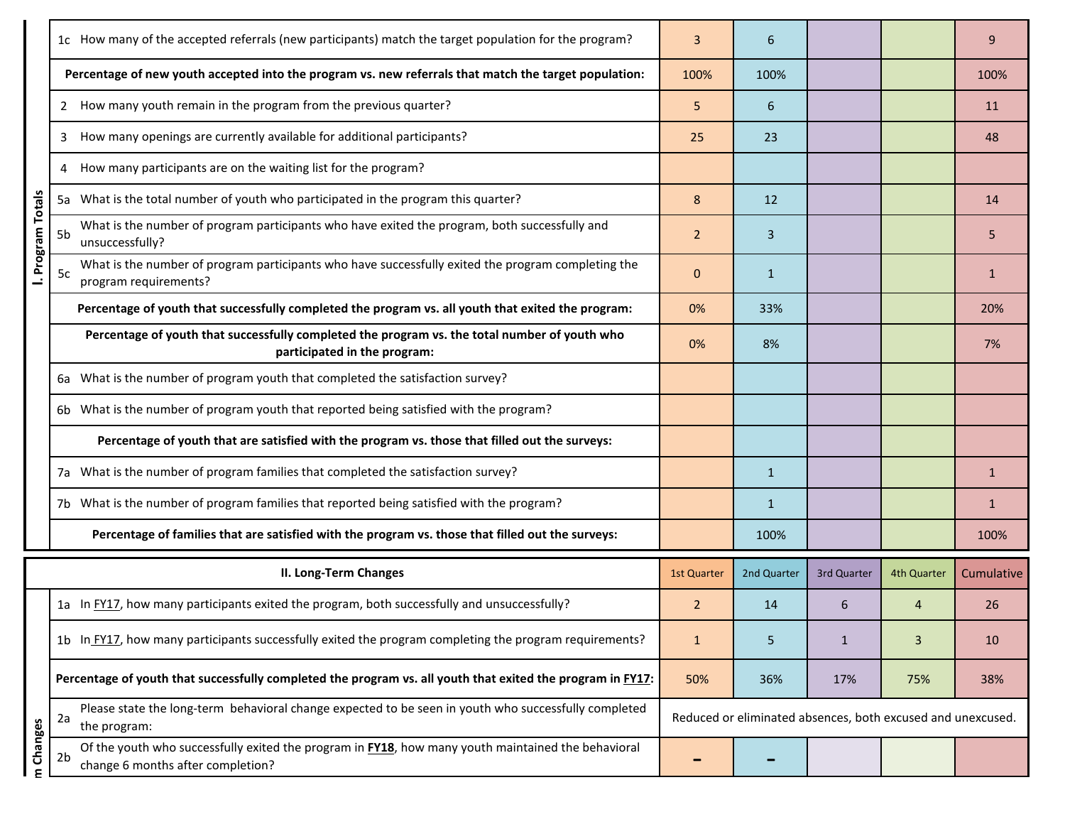| I. Program Totals | | 1st Quarter | 2nd Quarter | 3rd Quarter | 4th Quarter | Cumulative |
|---|---|---|---|---|---|---|
| 1c | How many of the accepted referrals (new participants) match the target population for the program? | 3 | 6 | | | 9 |
| | **Percentage of new youth accepted into the program vs. new referrals that match the target population:** | 100% | 100% | | | 100% |
| 2 | How many youth remain in the program from the previous quarter? | 5 | 6 | | | 11 |
| 3 | How many openings are currently available for additional participants? | 25 | 23 | | | 48 |
| 4 | How many participants are on the waiting list for the program? | | | | | |
| 5a | What is the total number of youth who participated in the program this quarter? | 8 | 12 | | | 14 |
| 5b | What is the number of program participants who have exited the program, both successfully and unsuccessfully? | 2 | 3 | | | 5 |
| 5c | What is the number of program participants who have successfully exited the program completing the program requirements? | 0 | 1 | | | 1 |
| | **Percentage of youth that successfully completed the program vs. all youth that exited the program:** | 0% | 33% | | | 20% |
| | **Percentage of youth that successfully completed the program vs. the total number of youth who participated in the program:** | 0% | 8% | | | 7% |
| 6a | What is the number of program youth that completed the satisfaction survey? | | | | | |
| 6b | What is the number of program youth that reported being satisfied with the program? | | | | | |
| | **Percentage of youth that are satisfied with the program vs. those that filled out the surveys:** | | | | | |
| 7a | What is the number of program families that completed the satisfaction survey? | | 1 | | | 1 |
| 7b | What is the number of program families that reported being satisfied with the program? | | 1 | | | 1 |
| | **Percentage of families that are satisfied with the program vs. those that filled out the surveys:** | | 100% | | | 100% |

| | **II. Long-Term Changes** | 1st Quarter | 2nd Quarter | 3rd Quarter | 4th Quarter | Cumulative |
|---|---|---|---|---|---|---|
| 1a | In FY17, how many participants exited the program, both successfully and unsuccessfully? | 2 | 14 | 6 | 4 | 26 |
| 1b | In FY17, how many participants successfully exited the program completing the program requirements? | 1 | 5 | 1 | 3 | 10 |
| | **Percentage of youth that successfully completed the program vs. all youth that exited the program in FY17:** | 50% | 36% | 17% | 75% | 38% |
| 2a | Please state the long-term behavioral change expected to be seen in youth who successfully completed the program: | Reduced or eliminated absences, both excused and unexcused. | | | | |
| 2b | Of the youth who successfully exited the program in **FY18**, how many youth maintained the behavioral change 6 months after completion? | - | - | | | |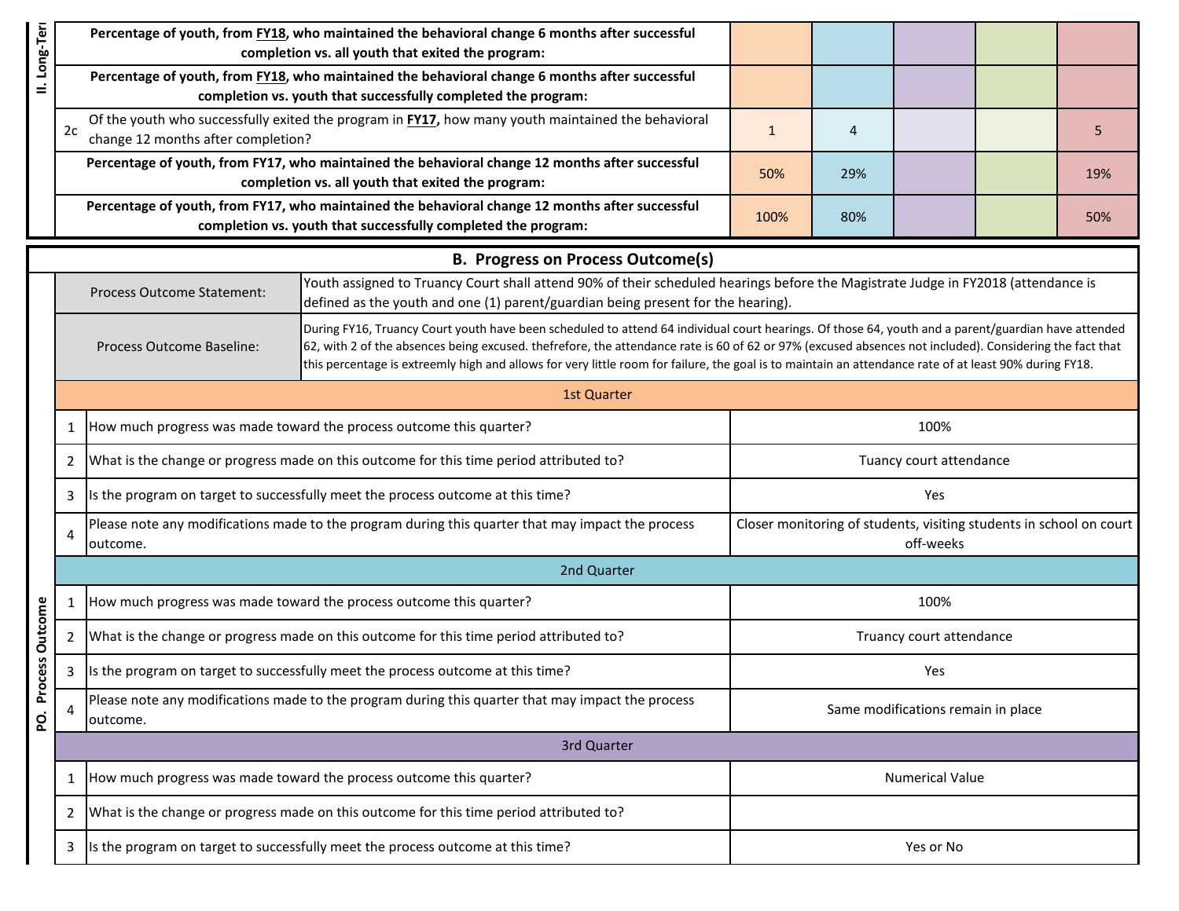| II. Long-Term | | | | | | |
|---|---|---|---|---|---|---|
| | **Percentage of youth, from FY18, who maintained the behavioral change 6 months after successful completion vs. all youth that exited the program:** | | | | | |
| | **Percentage of youth, from FY18, who maintained the behavioral change 6 months after successful completion vs. youth that successfully completed the program:** | | | | | |
| 2c | Of the youth who successfully exited the program in **FY17,** how many youth maintained the behavioral change 12 months after completion? | 1 | 4 | | | 5 |
| | **Percentage of youth, from FY17, who maintained the behavioral change 12 months after successful completion vs. all youth that exited the program:** | 50% | 29% | | | 19% |
| | **Percentage of youth, from FY17, who maintained the behavioral change 12 months after successful completion vs. youth that successfully completed the program:** | 100% | 80% | | | 50% |

## B. Progress on Process Outcome(s)

**PO. Process Outcome**

| | |
|---|---|
| Process Outcome Statement: | Youth assigned to Truancy Court shall attend 90% of their scheduled hearings before the Magistrate Judge in FY2018 (attendance is defined as the youth and one (1) parent/guardian being present for the hearing). |
| Process Outcome Baseline: | During FY16, Truancy Court youth have been scheduled to attend 64 individual court hearings. Of those 64, youth and a parent/guardian have attended 62, with 2 of the absences being excused. thefrefore, the attendance rate is 60 of 62 or 97% (excused absences not included). Considering the fact that this percentage is extreemly high and allows for very little room for failure, the goal is to maintain an attendance rate of at least 90% during FY18. |

| | 1st Quarter | |
|---|---|---|
| 1 | How much progress was made toward the process outcome this quarter? | 100% |
| 2 | What is the change or progress made on this outcome for this time period attributed to? | Tuancy court attendance |
| 3 | Is the program on target to successfully meet the process outcome at this time? | Yes |
| 4 | Please note any modifications made to the program during this quarter that may impact the process outcome. | Closer monitoring of students, visiting students in school on court off-weeks |
| | **2nd Quarter** | |
| 1 | How much progress was made toward the process outcome this quarter? | 100% |
| 2 | What is the change or progress made on this outcome for this time period attributed to? | Truancy court attendance |
| 3 | Is the program on target to successfully meet the process outcome at this time? | Yes |
| 4 | Please note any modifications made to the program during this quarter that may impact the process outcome. | Same modifications remain in place |
| | **3rd Quarter** | |
| 1 | How much progress was made toward the process outcome this quarter? | Numerical Value |
| 2 | What is the change or progress made on this outcome for this time period attributed to? | |
| 3 | Is the program on target to successfully meet the process outcome at this time? | Yes or No |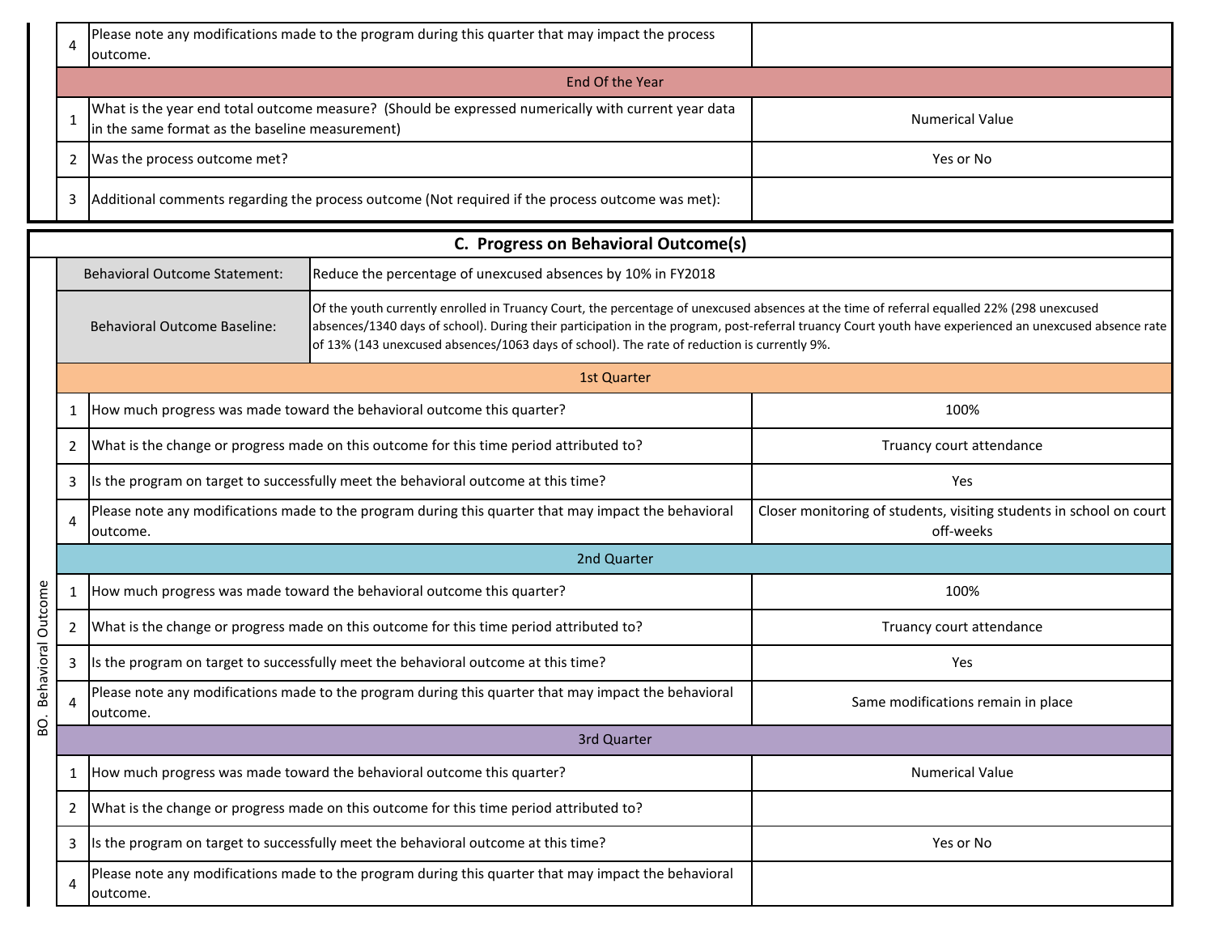| | | |
|---|---|---|
| 4 | Please note any modifications made to the program during this quarter that may impact the process outcome. | |
| **End Of the Year** | | |
| 1 | What is the year end total outcome measure? (Should be expressed numerically with current year data in the same format as the baseline measurement) | Numerical Value |
| 2 | Was the process outcome met? | Yes or No |
| 3 | Additional comments regarding the process outcome (Not required if the process outcome was met): | |

## C. Progress on Behavioral Outcome(s)

BO. Behavioral Outcome

| | |
|---|---|
| Behavioral Outcome Statement: | Reduce the percentage of unexcused absences by 10% in FY2018 |
| Behavioral Outcome Baseline: | Of the youth currently enrolled in Truancy Court, the percentage of unexcused absences at the time of referral equalled 22% (298 unexcused absences/1340 days of school). During their participation in the program, post-referral truancy Court youth have experienced an unexcused absence rate of 13% (143 unexcused absences/1063 days of school). The rate of reduction is currently 9%. |

| | | |
|---|---|---|
| **1st Quarter** | | |
| 1 | How much progress was made toward the behavioral outcome this quarter? | 100% |
| 2 | What is the change or progress made on this outcome for this time period attributed to? | Truancy court attendance |
| 3 | Is the program on target to successfully meet the behavioral outcome at this time? | Yes |
| 4 | Please note any modifications made to the program during this quarter that may impact the behavioral outcome. | Closer monitoring of students, visiting students in school on court off-weeks |
| **2nd Quarter** | | |
| 1 | How much progress was made toward the behavioral outcome this quarter? | 100% |
| 2 | What is the change or progress made on this outcome for this time period attributed to? | Truancy court attendance |
| 3 | Is the program on target to successfully meet the behavioral outcome at this time? | Yes |
| 4 | Please note any modifications made to the program during this quarter that may impact the behavioral outcome. | Same modifications remain in place |
| **3rd Quarter** | | |
| 1 | How much progress was made toward the behavioral outcome this quarter? | Numerical Value |
| 2 | What is the change or progress made on this outcome for this time period attributed to? | |
| 3 | Is the program on target to successfully meet the behavioral outcome at this time? | Yes or No |
| 4 | Please note any modifications made to the program during this quarter that may impact the behavioral outcome. | |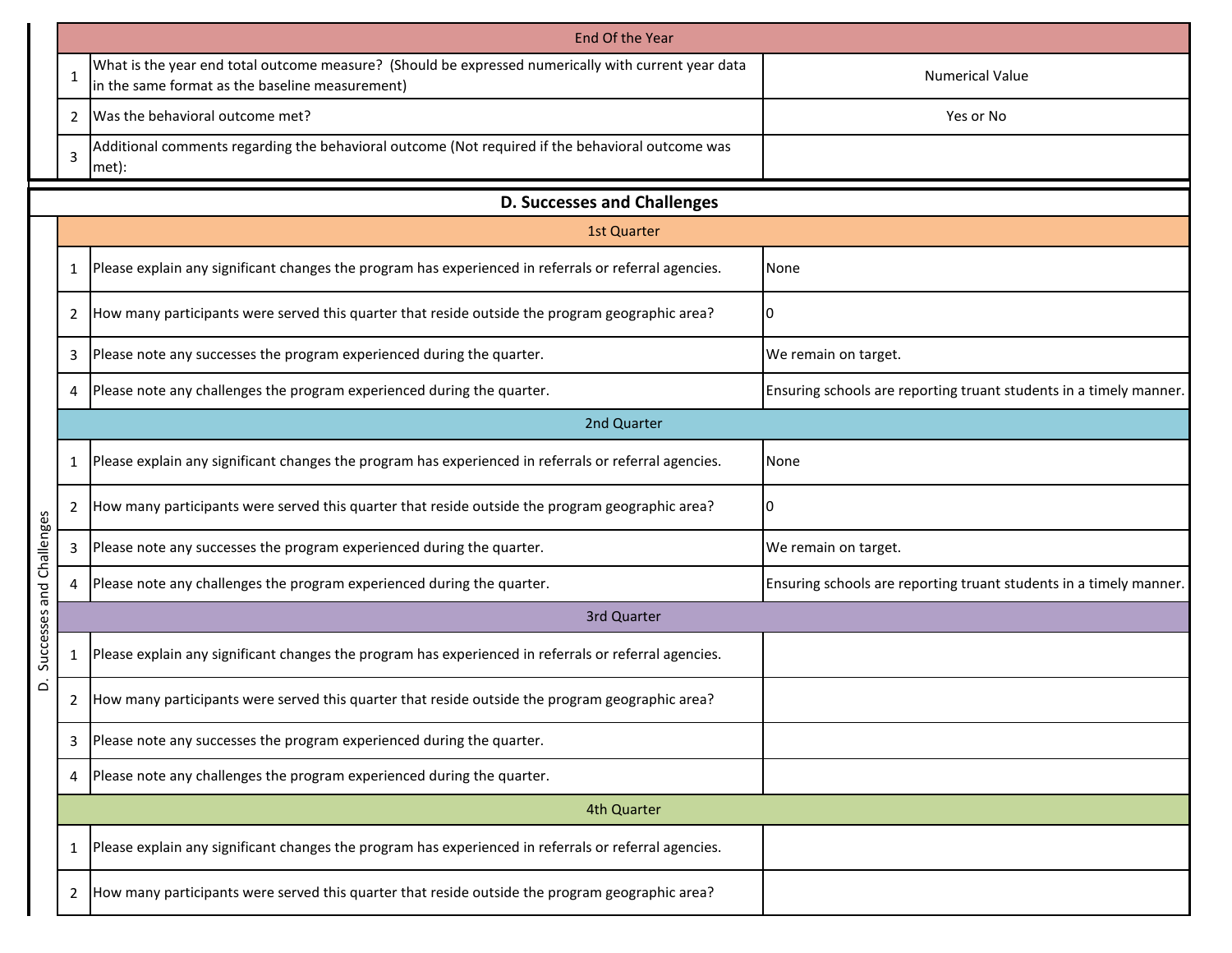| End Of the Year | | |
|---|---|---|
| 1 | What is the year end total outcome measure? (Should be expressed numerically with current year data in the same format as the baseline measurement) | Numerical Value |
| 2 | Was the behavioral outcome met? | Yes or No |
| 3 | Additional comments regarding the behavioral outcome (Not required if the behavioral outcome was met): | |

## D. Successes and Challenges

| 1st Quarter | | |
|---|---|---|
| 1 | Please explain any significant changes the program has experienced in referrals or referral agencies. | None |
| 2 | How many participants were served this quarter that reside outside the program geographic area? | 0 |
| 3 | Please note any successes the program experienced during the quarter. | We remain on target. |
| 4 | Please note any challenges the program experienced during the quarter. | Ensuring schools are reporting truant students in a timely manner. |
| **2nd Quarter** | | |
| 1 | Please explain any significant changes the program has experienced in referrals or referral agencies. | None |
| 2 | How many participants were served this quarter that reside outside the program geographic area? | 0 |
| 3 | Please note any successes the program experienced during the quarter. | We remain on target. |
| 4 | Please note any challenges the program experienced during the quarter. | Ensuring schools are reporting truant students in a timely manner. |
| **3rd Quarter** | | |
| 1 | Please explain any significant changes the program has experienced in referrals or referral agencies. | |
| 2 | How many participants were served this quarter that reside outside the program geographic area? | |
| 3 | Please note any successes the program experienced during the quarter. | |
| 4 | Please note any challenges the program experienced during the quarter. | |
| **4th Quarter** | | |
| 1 | Please explain any significant changes the program has experienced in referrals or referral agencies. | |
| 2 | How many participants were served this quarter that reside outside the program geographic area? | |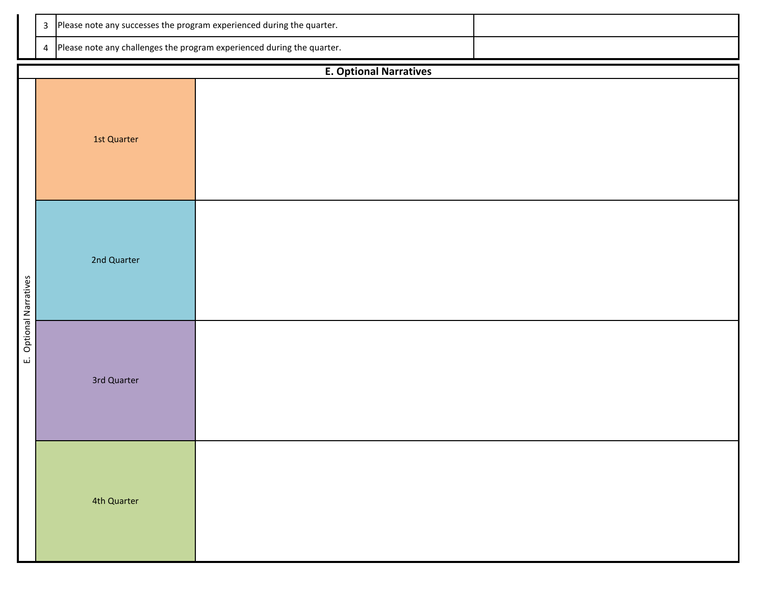| | |
|---|---|
| 3 | Please note any successes the program experienced during the quarter. | |
| 4 | Please note any challenges the program experienced during the quarter. | |

## E. Optional Narratives

| E. Optional Narratives | |
|---|---|
| 1st Quarter | |
| 2nd Quarter | |
| 3rd Quarter | |
| 4th Quarter | |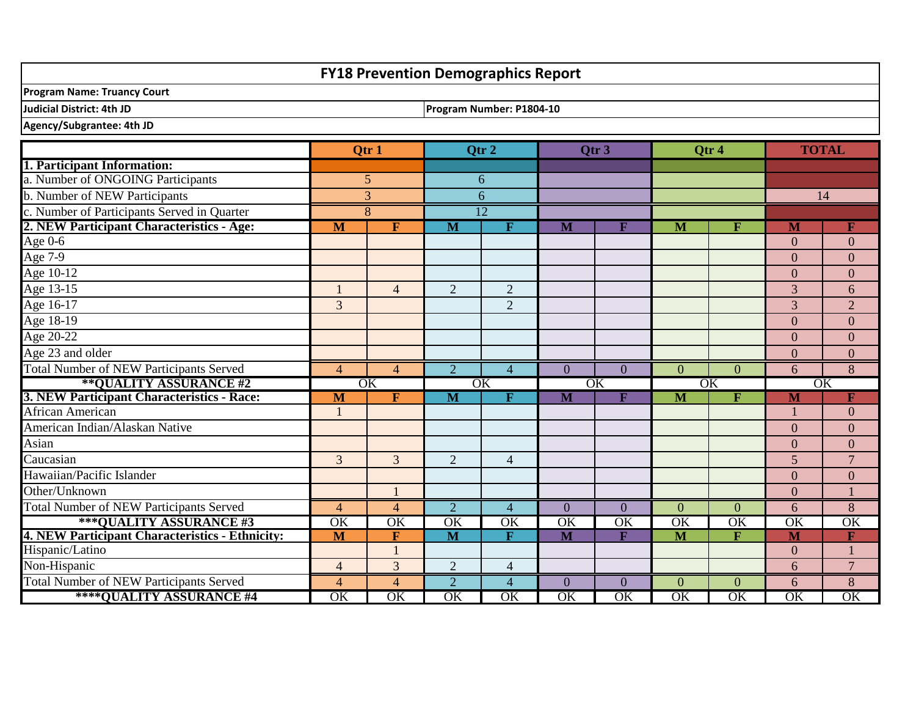# FY18 Prevention Demographics Report

**Program Name: Truancy Court**

**Judicial District: 4th JD** | **Program Number: P1804-10**

**Agency/Subgrantee: 4th JD**

| | Qtr 1 | | Qtr 2 | | Qtr 3 | | Qtr 4 | | TOTAL | |
|---|---|---|---|---|---|---|---|---|---|---|
| **1. Participant Information:** | | | | | | | | | | |
| a. Number of ONGOING Participants | 5 | | 6 | | | | | | | |
| b. Number of NEW Participants | 3 | | 6 | | | | | | 14 | |
| c. Number of Participants Served in Quarter | 8 | | 12 | | | | | | | |
| **2. NEW Participant Characteristics - Age:** | **M** | **F** | **M** | **F** | **M** | **F** | **M** | **F** | **M** | **F** |
| Age 0-6 | | | | | | | | | 0 | 0 |
| Age 7-9 | | | | | | | | | 0 | 0 |
| Age 10-12 | | | | | | | | | 0 | 0 |
| Age 13-15 | 1 | 4 | 2 | 2 | | | | | 3 | 6 |
| Age 16-17 | 3 | | | 2 | | | | | 3 | 2 |
| Age 18-19 | | | | | | | | | 0 | 0 |
| Age 20-22 | | | | | | | | | 0 | 0 |
| Age 23 and older | | | | | | | | | 0 | 0 |
| Total Number of NEW Participants Served | 4 | 4 | 2 | 4 | 0 | 0 | 0 | 0 | 6 | 8 |
| **\*\*QUALITY ASSURANCE #2** | OK | | OK | | OK | | OK | | OK | |
| **3. NEW Participant Characteristics - Race:** | **M** | **F** | **M** | **F** | **M** | **F** | **M** | **F** | **M** | **F** |
| African American | 1 | | | | | | | | 1 | 0 |
| American Indian/Alaskan Native | | | | | | | | | 0 | 0 |
| Asian | | | | | | | | | 0 | 0 |
| Caucasian | 3 | 3 | 2 | 4 | | | | | 5 | 7 |
| Hawaiian/Pacific Islander | | | | | | | | | 0 | 0 |
| Other/Unknown | | 1 | | | | | | | 0 | 1 |
| Total Number of NEW Participants Served | 4 | 4 | 2 | 4 | 0 | 0 | 0 | 0 | 6 | 8 |
| **\*\*\*QUALITY ASSURANCE #3** | OK | OK | OK | OK | OK | OK | OK | OK | OK | OK |
| **4. NEW Participant Characteristics - Ethnicity:** | **M** | **F** | **M** | **F** | **M** | **F** | **M** | **F** | **M** | **F** |
| Hispanic/Latino | | 1 | | | | | | | 0 | 1 |
| Non-Hispanic | 4 | 3 | 2 | 4 | | | | | 6 | 7 |
| Total Number of NEW Participants Served | 4 | 4 | 2 | 4 | 0 | 0 | 0 | 0 | 6 | 8 |
| **\*\*\*\*QUALITY ASSURANCE #4** | OK | OK | OK | OK | OK | OK | OK | OK | OK | OK |